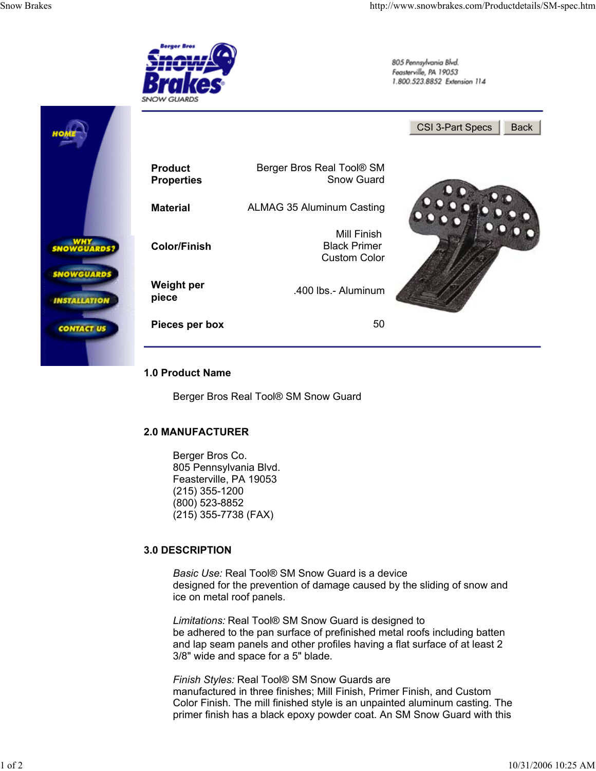Berger Bros **Snow Brakes**® SNOW GUARDS

805 Pennsylvania Blvd.
Feasterville, PA 19053
1.800.523.8852 Extension 114

HOME

WHY SNOWGUARDS?

SNOWGUARDS

INSTALLATION

CONTACT US

CSI 3-Part Specs | Back

| | |
|---|---|
| **Product Properties** | Berger Bros Real Tool® SM Snow Guard |
| **Material** | ALMAG 35 Aluminum Casting |
| **Color/Finish** | Mill Finish<br>Black Primer<br>Custom Color |
| **Weight per piece** | .400 lbs.- Aluminum |
| **Pieces per box** | 50 |

### 1.0 Product Name

Berger Bros Real Tool® SM Snow Guard

### 2.0 MANUFACTURER

Berger Bros Co.
805 Pennsylvania Blvd.
Feasterville, PA 19053
(215) 355-1200
(800) 523-8852
(215) 355-7738 (FAX)

### 3.0 DESCRIPTION

*Basic Use:* Real Tool® SM Snow Guard is a device designed for the prevention of damage caused by the sliding of snow and ice on metal roof panels.

*Limitations:* Real Tool® SM Snow Guard is designed to be adhered to the pan surface of prefinished metal roofs including batten and lap seam panels and other profiles having a flat surface of at least 2 3/8" wide and space for a 5" blade.

*Finish Styles:* Real Tool® SM Snow Guards are manufactured in three finishes; Mill Finish, Primer Finish, and Custom Color Finish. The mill finished style is an unpainted aluminum casting. The primer finish has a black epoxy powder coat. An SM Snow Guard with this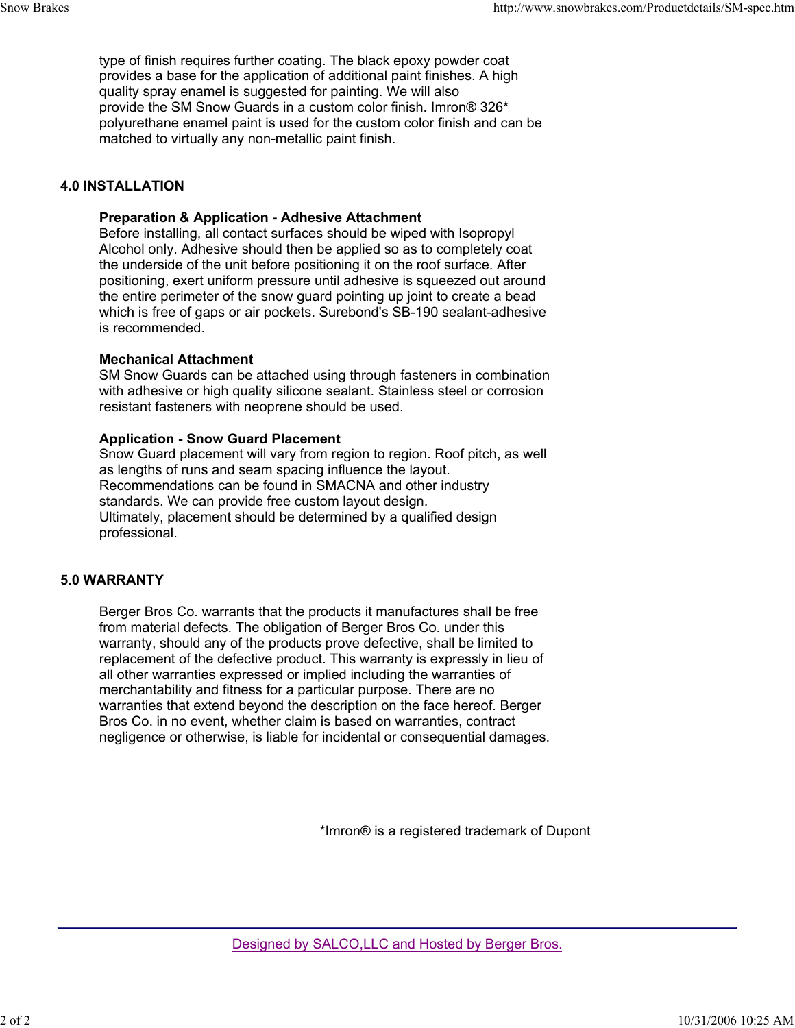type of finish requires further coating. The black epoxy powder coat provides a base for the application of additional paint finishes. A high quality spray enamel is suggested for painting. We will also provide the SM Snow Guards in a custom color finish. Imron® 326* polyurethane enamel paint is used for the custom color finish and can be matched to virtually any non-metallic paint finish.

## 4.0 INSTALLATION

**Preparation & Application - Adhesive Attachment**
Before installing, all contact surfaces should be wiped with Isopropyl Alcohol only. Adhesive should then be applied so as to completely coat the underside of the unit before positioning it on the roof surface. After positioning, exert uniform pressure until adhesive is squeezed out around the entire perimeter of the snow guard pointing up joint to create a bead which is free of gaps or air pockets. Surebond's SB-190 sealant-adhesive is recommended.

**Mechanical Attachment**
SM Snow Guards can be attached using through fasteners in combination with adhesive or high quality silicone sealant. Stainless steel or corrosion resistant fasteners with neoprene should be used.

**Application - Snow Guard Placement**
Snow Guard placement will vary from region to region. Roof pitch, as well as lengths of runs and seam spacing influence the layout. Recommendations can be found in SMACNA and other industry standards. We can provide free custom layout design.
Ultimately, placement should be determined by a qualified design professional.

## 5.0 WARRANTY

Berger Bros Co. warrants that the products it manufactures shall be free from material defects. The obligation of Berger Bros Co. under this warranty, should any of the products prove defective, shall be limited to replacement of the defective product. This warranty is expressly in lieu of all other warranties expressed or implied including the warranties of merchantability and fitness for a particular purpose. There are no warranties that extend beyond the description on the face hereof. Berger Bros Co. in no event, whether claim is based on warranties, contract negligence or otherwise, is liable for incidental or consequential damages.

*Imron® is a registered trademark of Dupont

Designed by SALCO,LLC and Hosted by Berger Bros.